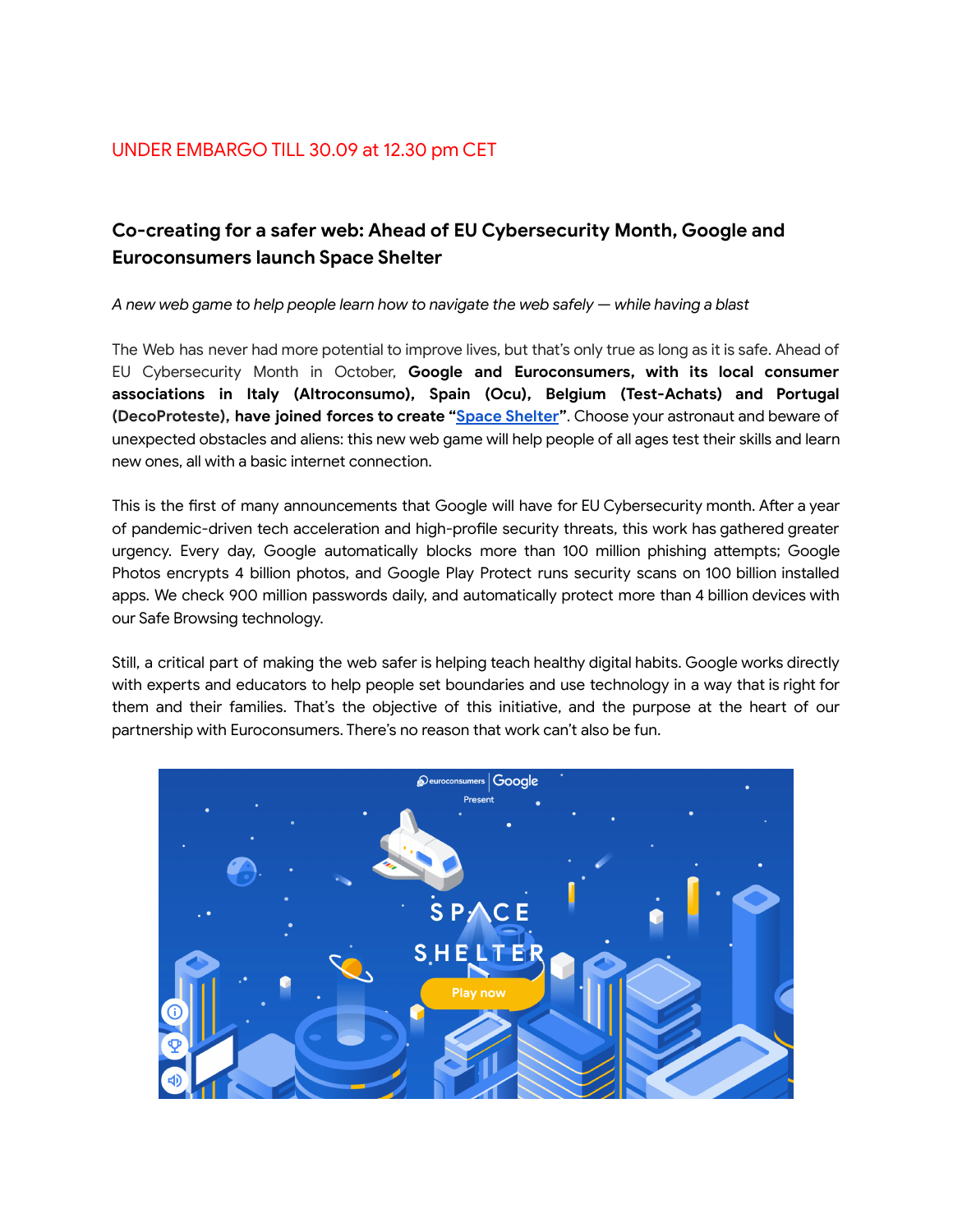UNDER EMBARGO TILL 30.09 at 12.30 pm CET

## Co-creating for a safer web: Ahead of EU Cybersecurity Month, Google and Euroconsumers launch Space Shelter

*A new web game to help people learn how to navigate the web safely — while having a blast*

The Web has never had more potential to improve lives, but that's only true as long as it is safe. Ahead of EU Cybersecurity Month in October, **Google and Euroconsumers, with its local consumer associations in Italy (Altroconsumo), Spain (Ocu), Belgium (Test-Achats) and Portugal (DecoProteste), have joined forces to create "Space Shelter"**. Choose your astronaut and beware of unexpected obstacles and aliens: this new web game will help people of all ages test their skills and learn new ones, all with a basic internet connection.

This is the first of many announcements that Google will have for EU Cybersecurity month. After a year of pandemic-driven tech acceleration and high-profile security threats, this work has gathered greater urgency. Every day, Google automatically blocks more than 100 million phishing attempts; Google Photos encrypts 4 billion photos, and Google Play Protect runs security scans on 100 billion installed apps. We check 900 million passwords daily, and automatically protect more than 4 billion devices with our Safe Browsing technology.

Still, a critical part of making the web safer is helping teach healthy digital habits. Google works directly with experts and educators to help people set boundaries and use technology in a way that is right for them and their families. That's the objective of this initiative, and the purpose at the heart of our partnership with Euroconsumers. There's no reason that work can't also be fun.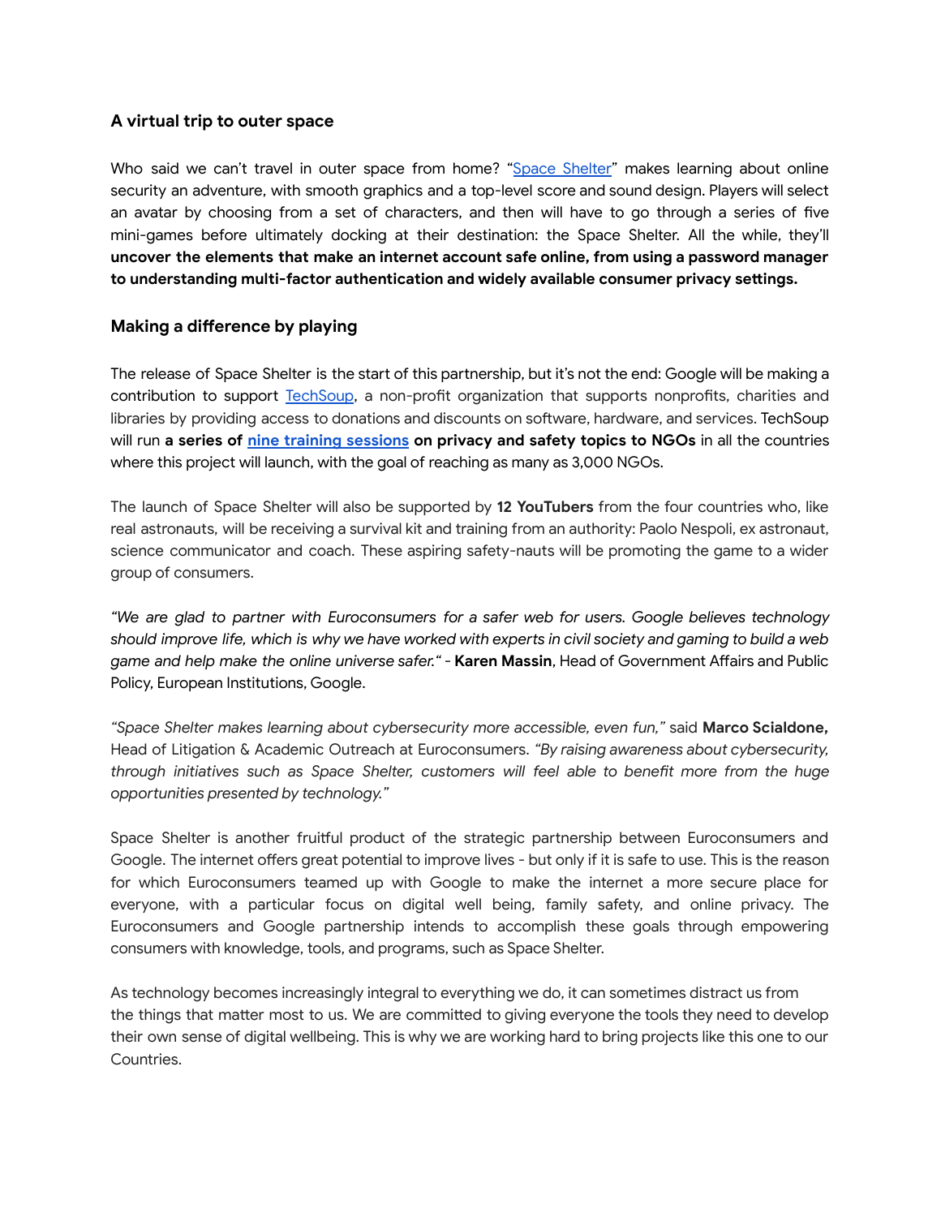### A virtual trip to outer space

Who said we can't travel in outer space from home? "Space Shelter" makes learning about online security an adventure, with smooth graphics and a top-level score and sound design. Players will select an avatar by choosing from a set of characters, and then will have to go through a series of five mini-games before ultimately docking at their destination: the Space Shelter. All the while, they'll **uncover the elements that make an internet account safe online, from using a password manager to understanding multi-factor authentication and widely available consumer privacy settings.**

### Making a difference by playing

The release of Space Shelter is the start of this partnership, but it's not the end: Google will be making a contribution to support TechSoup, a non-profit organization that supports nonprofits, charities and libraries by providing access to donations and discounts on software, hardware, and services. TechSoup will run **a series of nine training sessions on privacy and safety topics to NGOs** in all the countries where this project will launch, with the goal of reaching as many as 3,000 NGOs.

The launch of Space Shelter will also be supported by **12 YouTubers** from the four countries who, like real astronauts, will be receiving a survival kit and training from an authority: Paolo Nespoli, ex astronaut, science communicator and coach. These aspiring safety-nauts will be promoting the game to a wider group of consumers.

*"We are glad to partner with Euroconsumers for a safer web for users. Google believes technology should improve life, which is why we have worked with experts in civil society and gaming to build a web game and help make the online universe safer."* - **Karen Massin**, Head of Government Affairs and Public Policy, European Institutions, Google.

*"Space Shelter makes learning about cybersecurity more accessible, even fun,"* said **Marco Scialdone,** Head of Litigation & Academic Outreach at Euroconsumers. *"By raising awareness about cybersecurity, through initiatives such as Space Shelter, customers will feel able to benefit more from the huge opportunities presented by technology."*

Space Shelter is another fruitful product of the strategic partnership between Euroconsumers and Google. The internet offers great potential to improve lives - but only if it is safe to use. This is the reason for which Euroconsumers teamed up with Google to make the internet a more secure place for everyone, with a particular focus on digital well being, family safety, and online privacy. The Euroconsumers and Google partnership intends to accomplish these goals through empowering consumers with knowledge, tools, and programs, such as Space Shelter.

As technology becomes increasingly integral to everything we do, it can sometimes distract us from the things that matter most to us. We are committed to giving everyone the tools they need to develop their own sense of digital wellbeing. This is why we are working hard to bring projects like this one to our Countries.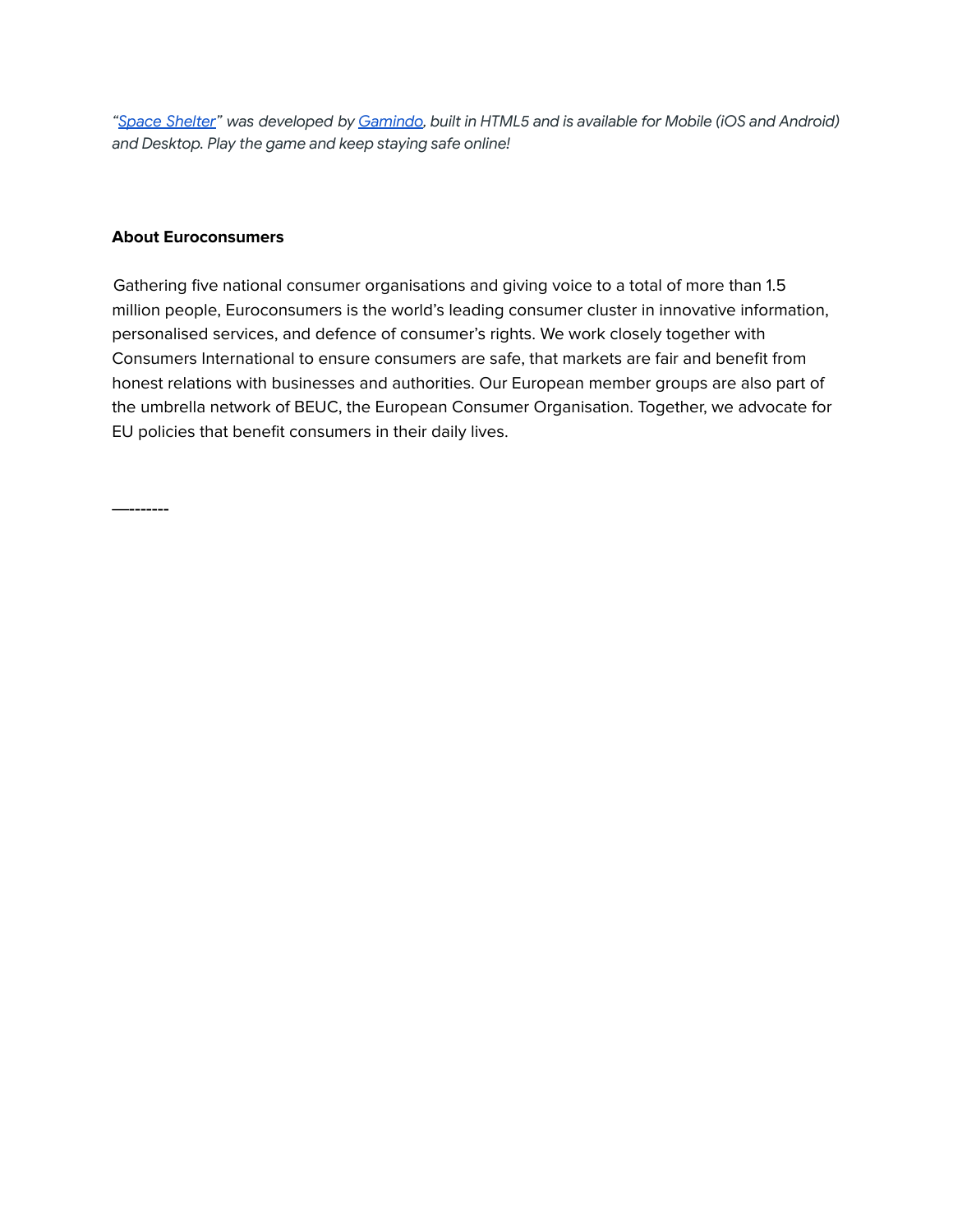*"Space Shelter" was developed by Gamindo, built in HTML5 and is available for Mobile (iOS and Android) and Desktop. Play the game and keep staying safe online!*

**About Euroconsumers**

Gathering five national consumer organisations and giving voice to a total of more than 1.5 million people, Euroconsumers is the world's leading consumer cluster in innovative information, personalised services, and defence of consumer's rights. We work closely together with Consumers International to ensure consumers are safe, that markets are fair and benefit from honest relations with businesses and authorities. Our European member groups are also part of the umbrella network of BEUC, the European Consumer Organisation. Together, we advocate for EU policies that benefit consumers in their daily lives.

—--------